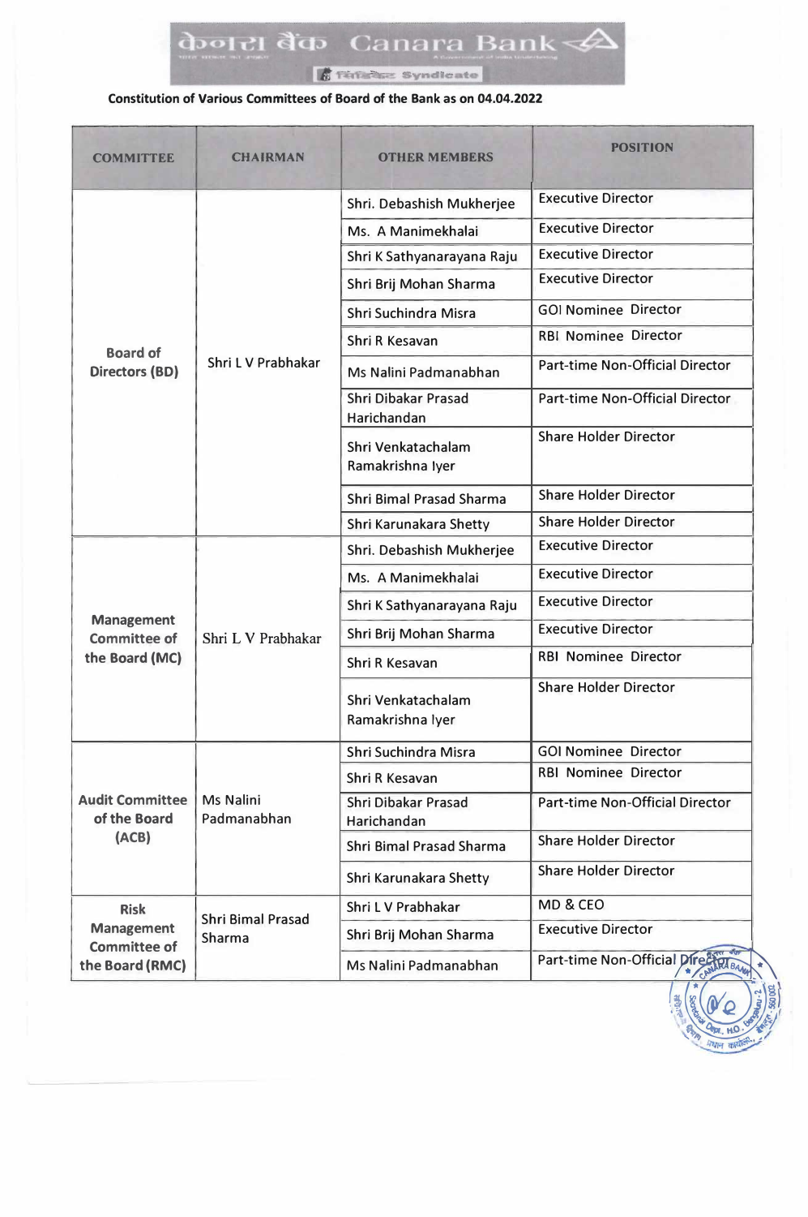# Constitution of Various Committees of Board of the Bank as on 04.04.2022

| COMMITTEE | CHAIRMAN | OTHER MEMBERS | POSITION |
|---|---|---|---|
| Board of Directors (BD) | Shri L V Prabhakar | Shri. Debashish Mukherjee | Executive Director |
| | | Ms. A Manimekhalai | Executive Director |
| | | Shri K Sathyanarayana Raju | Executive Director |
| | | Shri Brij Mohan Sharma | Executive Director |
| | | Shri Suchindra Misra | GOI Nominee Director |
| | | Shri R Kesavan | RBI Nominee Director |
| | | Ms Nalini Padmanabhan | Part-time Non-Official Director |
| | | Shri Dibakar Prasad Harichandan | Part-time Non-Official Director |
| | | Shri Venkatachalam Ramakrishna Iyer | Share Holder Director |
| | | Shri Bimal Prasad Sharma | Share Holder Director |
| | | Shri Karunakara Shetty | Share Holder Director |
| Management Committee of the Board (MC) | Shri L V Prabhakar | Shri. Debashish Mukherjee | Executive Director |
| | | Ms. A Manimekhalai | Executive Director |
| | | Shri K Sathyanarayana Raju | Executive Director |
| | | Shri Brij Mohan Sharma | Executive Director |
| | | Shri R Kesavan | RBI Nominee Director |
| | | Shri Venkatachalam Ramakrishna Iyer | Share Holder Director |
| Audit Committee of the Board (ACB) | Ms Nalini Padmanabhan | Shri Suchindra Misra | GOI Nominee Director |
| | | Shri R Kesavan | RBI Nominee Director |
| | | Shri Dibakar Prasad Harichandan | Part-time Non-Official Director |
| | | Shri Bimal Prasad Sharma | Share Holder Director |
| | | Shri Karunakara Shetty | Share Holder Director |
| Risk Management Committee of the Board (RMC) | Shri Bimal Prasad Sharma | Shri L V Prabhakar | MD & CEO |
| | | Shri Brij Mohan Sharma | Executive Director |
| | | Ms Nalini Padmanabhan | Part-time Non-Official Director |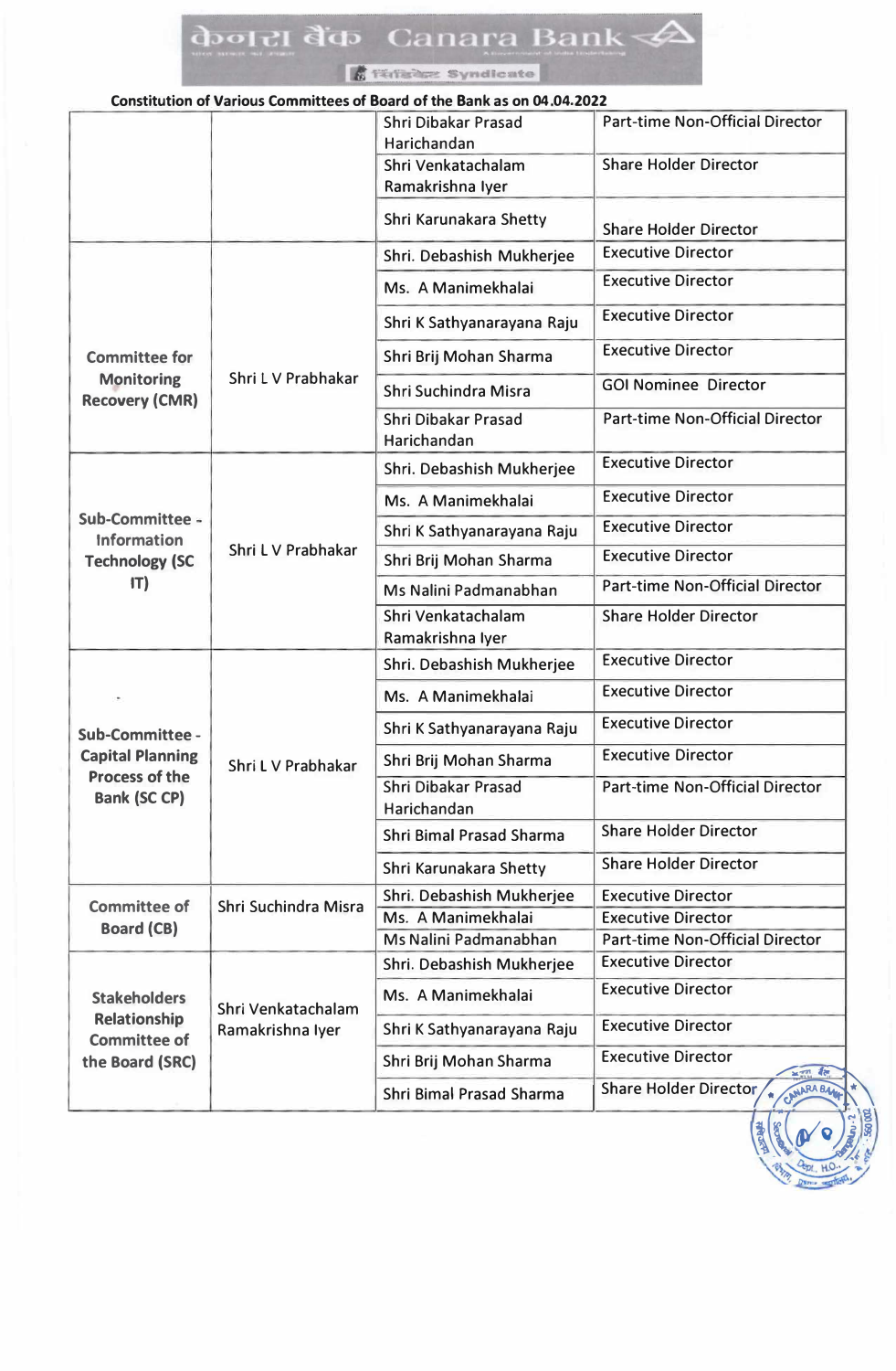कॆनरा बैंक Canara Bank

सिंडिकेट Syndicate

**Constitution of Various Committees of Board of the Bank as on 04.04.2022**

| | | | |
|---|---|---|---|
| | | Shri Dibakar Prasad Harichandan | Part-time Non-Official Director |
| | | Shri Venkatachalam Ramakrishna Iyer | Share Holder Director |
| | | Shri Karunakara Shetty | Share Holder Director |
| Committee for Monitoring Recovery (CMR) | Shri L V Prabhakar | Shri. Debashish Mukherjee | Executive Director |
| | | Ms. A Manimekhalai | Executive Director |
| | | Shri K Sathyanarayana Raju | Executive Director |
| | | Shri Brij Mohan Sharma | Executive Director |
| | | Shri Suchindra Misra | GOI Nominee Director |
| | | Shri Dibakar Prasad Harichandan | Part-time Non-Official Director |
| Sub-Committee - Information Technology (SC IT) | Shri L V Prabhakar | Shri. Debashish Mukherjee | Executive Director |
| | | Ms. A Manimekhalai | Executive Director |
| | | Shri K Sathyanarayana Raju | Executive Director |
| | | Shri Brij Mohan Sharma | Executive Director |
| | | Ms Nalini Padmanabhan | Part-time Non-Official Director |
| | | Shri Venkatachalam Ramakrishna Iyer | Share Holder Director |
| Sub-Committee - Capital Planning Process of the Bank (SC CP) | Shri L V Prabhakar | Shri. Debashish Mukherjee | Executive Director |
| | | Ms. A Manimekhalai | Executive Director |
| | | Shri K Sathyanarayana Raju | Executive Director |
| | | Shri Brij Mohan Sharma | Executive Director |
| | | Shri Dibakar Prasad Harichandan | Part-time Non-Official Director |
| | | Shri Bimal Prasad Sharma | Share Holder Director |
| | | Shri Karunakara Shetty | Share Holder Director |
| Committee of Board (CB) | Shri Suchindra Misra | Shri. Debashish Mukherjee | Executive Director |
| | | Ms. A Manimekhalai | Executive Director |
| | | Ms Nalini Padmanabhan | Part-time Non-Official Director |
| Stakeholders Relationship Committee of the Board (SRC) | Shri Venkatachalam Ramakrishna Iyer | Shri. Debashish Mukherjee | Executive Director |
| | | Ms. A Manimekhalai | Executive Director |
| | | Shri K Sathyanarayana Raju | Executive Director |
| | | Shri Brij Mohan Sharma | Executive Director |
| | | Shri Bimal Prasad Sharma | Share Holder Director |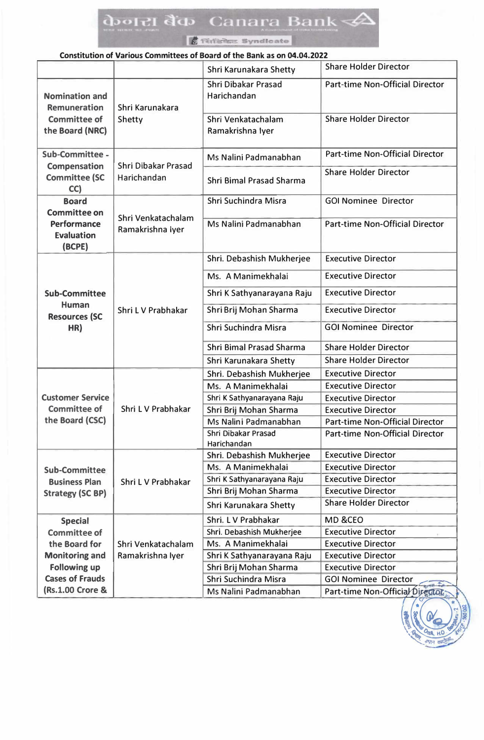**Constitution of Various Committees of Board of the Bank as on 04.04.2022**

| | | | |
|---|---|---|---|
| | | Shri Karunakara Shetty | Share Holder Director |
| Nomination and Remuneration Committee of the Board (NRC) | Shri Karunakara Shetty | Shri Dibakar Prasad Harichandan | Part-time Non-Official Director |
| | | Shri Venkatachalam Ramakrishna Iyer | Share Holder Director |
| Sub-Committee - Compensation Committee (SC CC) | Shri Dibakar Prasad Harichandan | Ms Nalini Padmanabhan | Part-time Non-Official Director |
| | | Shri Bimal Prasad Sharma | Share Holder Director |
| Board Committee on Performance Evaluation (BCPE) | Shri Venkatachalam Ramakrishna Iyer | Shri Suchindra Misra | GOI Nominee Director |
| | | Ms Nalini Padmanabhan | Part-time Non-Official Director |
| Sub-Committee Human Resources (SC HR) | Shri L V Prabhakar | Shri. Debashish Mukherjee | Executive Director |
| | | Ms. A Manimekhalai | Executive Director |
| | | Shri K Sathyanarayana Raju | Executive Director |
| | | Shri Brij Mohan Sharma | Executive Director |
| | | Shri Suchindra Misra | GOI Nominee Director |
| | | Shri Bimal Prasad Sharma | Share Holder Director |
| | | Shri Karunakara Shetty | Share Holder Director |
| Customer Service Committee of the Board (CSC) | Shri L V Prabhakar | Shri. Debashish Mukherjee | Executive Director |
| | | Ms. A Manimekhalai | Executive Director |
| | | Shri K Sathyanarayana Raju | Executive Director |
| | | Shri Brij Mohan Sharma | Executive Director |
| | | Ms Nalini Padmanabhan | Part-time Non-Official Director |
| | | Shri Dibakar Prasad Harichandan | Part-time Non-Official Director |
| Sub-Committee Business Plan Strategy (SC BP) | Shri L V Prabhakar | Shri. Debashish Mukherjee | Executive Director |
| | | Ms. A Manimekhalai | Executive Director |
| | | Shri K Sathyanarayana Raju | Executive Director |
| | | Shri Brij Mohan Sharma | Executive Director |
| | | Shri Karunakara Shetty | Share Holder Director |
| Special Committee of the Board for Monitoring and Following up Cases of Frauds (Rs.1.00 Crore & | Shri Venkatachalam Ramakrishna Iyer | Shri. L V Prabhakar | MD &CEO |
| | | Shri. Debashish Mukherjee | Executive Director |
| | | Ms. A Manimekhalai | Executive Director |
| | | Shri K Sathyanarayana Raju | Executive Director |
| | | Shri Brij Mohan Sharma | Executive Director |
| | | Shri Suchindra Misra | GOI Nominee Director |
| | | Ms Nalini Padmanabhan | Part-time Non-Official Director |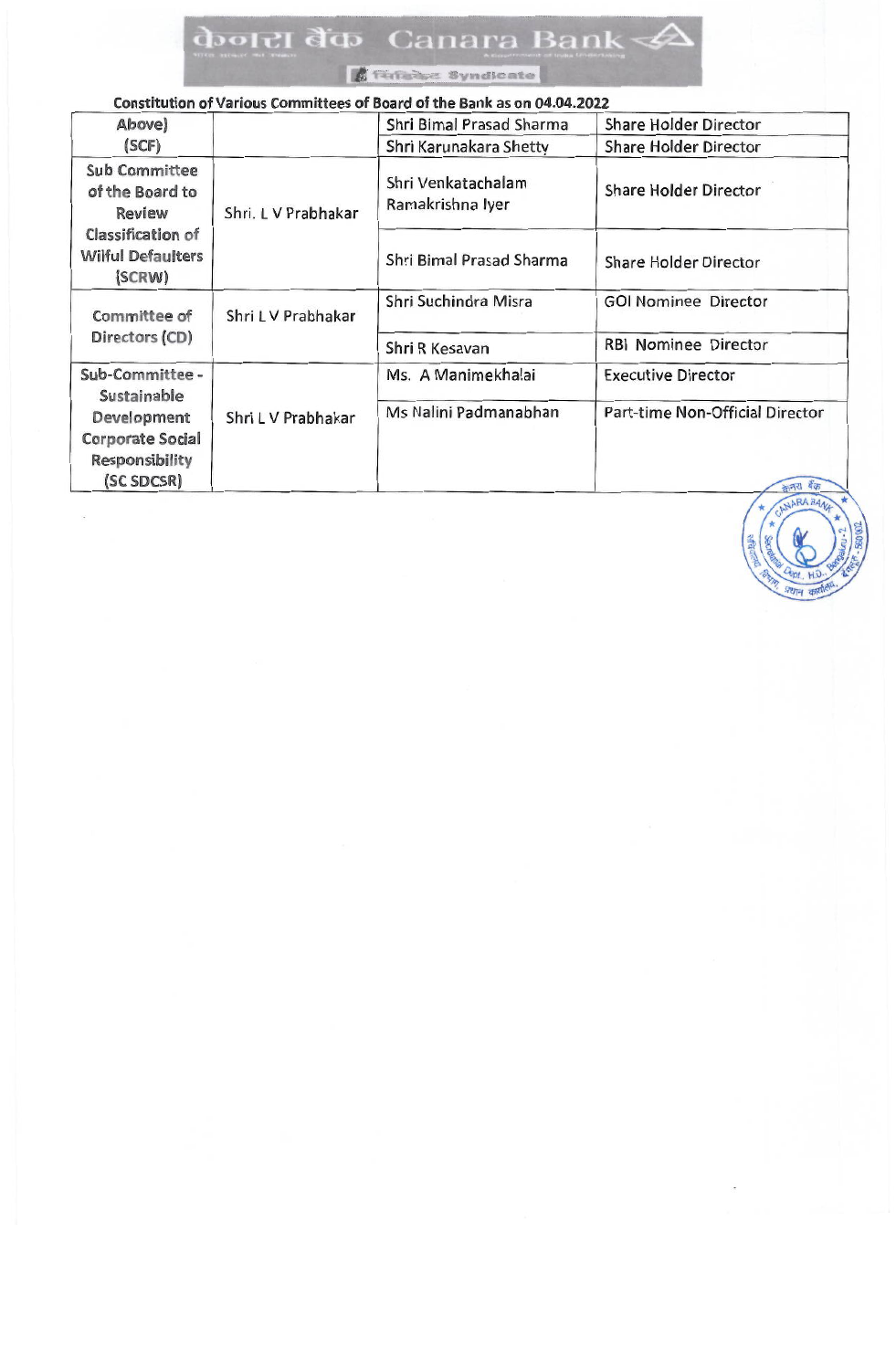Constitution of Various Committees of Board of the Bank as on 04.04.2022

| | | | |
|---|---|---|---|
| Above) (SCF) | | Shri Bimal Prasad Sharma | Share Holder Director |
| | | Shri Karunakara Shetty | Share Holder Director |
| Sub Committee of the Board to Review Classification of Wilful Defaulters (SCRW) | Shri. L V Prabhakar | Shri Venkatachalam Ramakrishna Iyer | Share Holder Director |
| | | Shri Bimal Prasad Sharma | Share Holder Director |
| Committee of Directors (CD) | Shri L V Prabhakar | Shri Suchindra Misra | GOI Nominee Director |
| | | Shri R Kesavan | RBI Nominee Director |
| Sub-Committee - Sustainable Development Corporate Social Responsibility (SC SDCSR) | Shri L V Prabhakar | Ms. A Manimekhalai | Executive Director |
| | | Ms Nalini Padmanabhan | Part-time Non-Official Director |